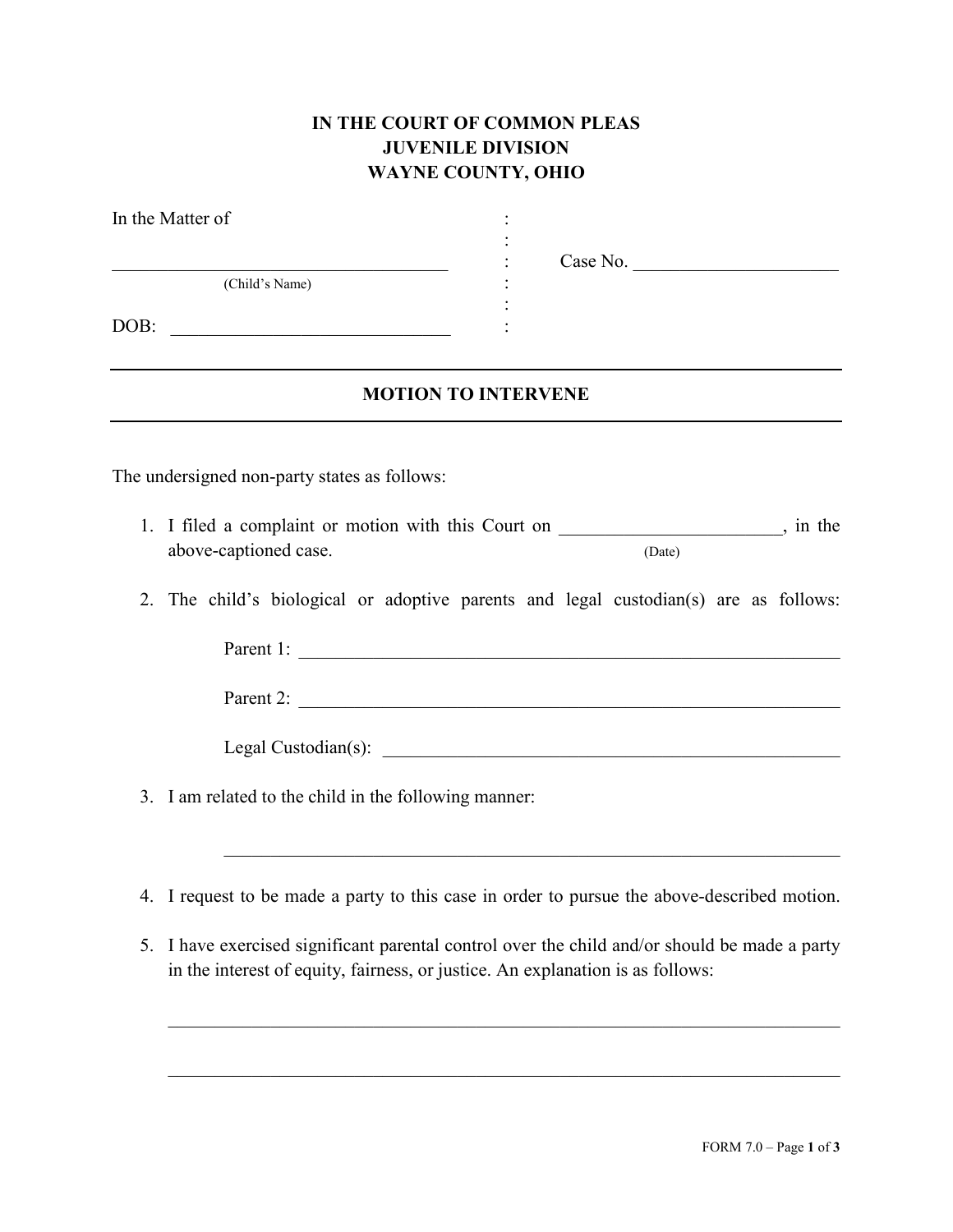**IN THE COURT OF COMMON PLEAS**
**JUVENILE DIVISION**
**WAYNE COUNTY, OHIO**

In the Matter of

____________________________________ : Case No. ______________________
(Child's Name)

DOB: ______________________________

---

## MOTION TO INTERVENE

---

The undersigned non-party states as follows:

1. I filed a complaint or motion with this Court on ________________________ (Date), in the above-captioned case.

2. The child's biological or adoptive parents and legal custodian(s) are as follows:

   Parent 1: ____________________________________________________________

   Parent 2: ____________________________________________________________

   Legal Custodian(s): ___________________________________________________

3. I am related to the child in the following manner:

   ____________________________________________________________________

4. I request to be made a party to this case in order to pursue the above-described motion.

5. I have exercised significant parental control over the child and/or should be made a party in the interest of equity, fairness, or justice. An explanation is as follows:

   ________________________________________________________________________

   ________________________________________________________________________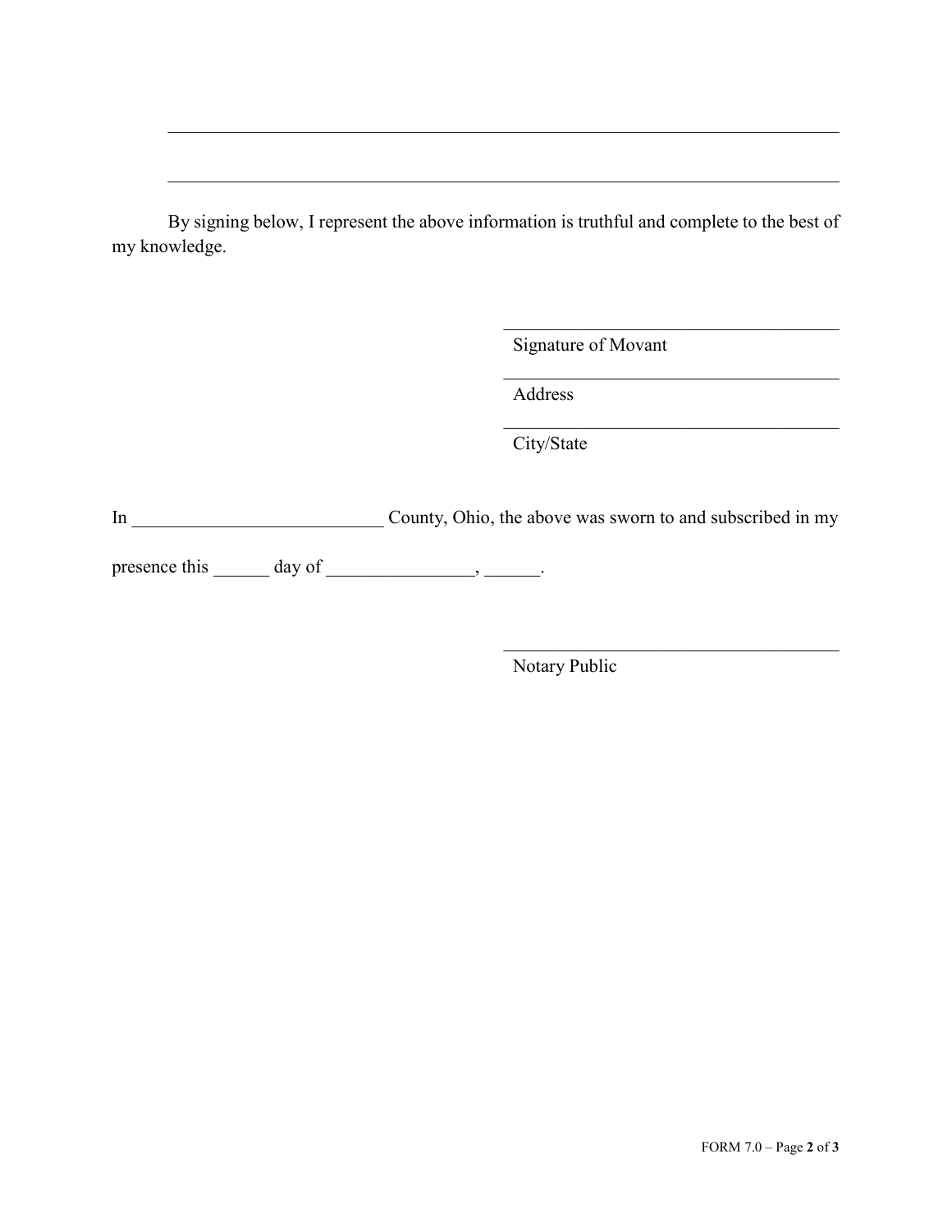\_\_\_\_\_\_\_\_\_\_\_\_\_\_\_\_\_\_\_\_\_\_\_\_\_\_\_\_\_\_\_\_\_\_\_\_\_\_\_\_\_\_\_\_\_\_\_\_\_\_\_\_\_\_\_\_\_\_\_\_\_\_\_\_\_\_\_\_\_\_

\_\_\_\_\_\_\_\_\_\_\_\_\_\_\_\_\_\_\_\_\_\_\_\_\_\_\_\_\_\_\_\_\_\_\_\_\_\_\_\_\_\_\_\_\_\_\_\_\_\_\_\_\_\_\_\_\_\_\_\_\_\_\_\_\_\_\_\_\_\_

By signing below, I represent the above information is truthful and complete to the best of my knowledge.

\_\_\_\_\_\_\_\_\_\_\_\_\_\_\_\_\_\_\_\_\_\_\_\_\_\_\_\_\_\_\_\_\_\_\_\_
Signature of Movant

\_\_\_\_\_\_\_\_\_\_\_\_\_\_\_\_\_\_\_\_\_\_\_\_\_\_\_\_\_\_\_\_\_\_\_\_
Address

\_\_\_\_\_\_\_\_\_\_\_\_\_\_\_\_\_\_\_\_\_\_\_\_\_\_\_\_\_\_\_\_\_\_\_\_
City/State

In \_\_\_\_\_\_\_\_\_\_\_\_\_\_\_\_\_\_\_\_\_\_\_\_\_\_\_ County, Ohio, the above was sworn to and subscribed in my presence this \_\_\_\_\_\_ day of \_\_\_\_\_\_\_\_\_\_\_\_\_\_\_\_, \_\_\_\_\_\_.

\_\_\_\_\_\_\_\_\_\_\_\_\_\_\_\_\_\_\_\_\_\_\_\_\_\_\_\_\_\_\_\_\_\_\_\_
Notary Public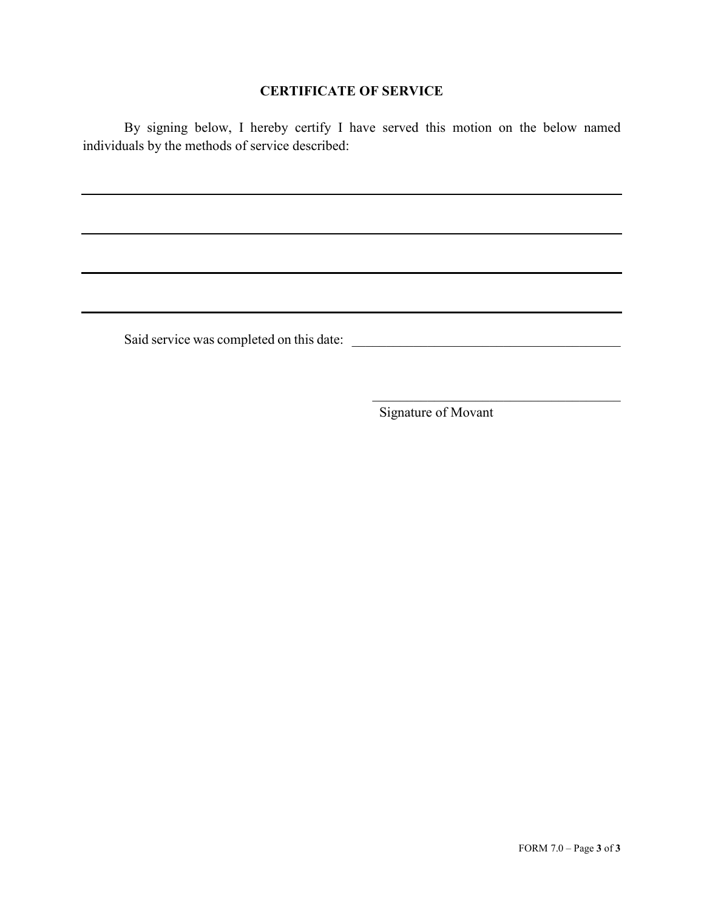## CERTIFICATE OF SERVICE

By signing below, I hereby certify I have served this motion on the below named individuals by the methods of service described:

\_\_\_\_\_\_\_\_\_\_\_\_\_\_\_\_\_\_\_\_\_\_\_\_\_\_\_\_\_\_\_\_\_\_\_\_\_\_\_\_\_\_\_\_\_\_\_\_\_\_\_\_\_\_\_\_\_\_\_\_

\_\_\_\_\_\_\_\_\_\_\_\_\_\_\_\_\_\_\_\_\_\_\_\_\_\_\_\_\_\_\_\_\_\_\_\_\_\_\_\_\_\_\_\_\_\_\_\_\_\_\_\_\_\_\_\_\_\_\_\_

\_\_\_\_\_\_\_\_\_\_\_\_\_\_\_\_\_\_\_\_\_\_\_\_\_\_\_\_\_\_\_\_\_\_\_\_\_\_\_\_\_\_\_\_\_\_\_\_\_\_\_\_\_\_\_\_\_\_\_\_

\_\_\_\_\_\_\_\_\_\_\_\_\_\_\_\_\_\_\_\_\_\_\_\_\_\_\_\_\_\_\_\_\_\_\_\_\_\_\_\_\_\_\_\_\_\_\_\_\_\_\_\_\_\_\_\_\_\_\_\_

Said service was completed on this date: \_\_\_\_\_\_\_\_\_\_\_\_\_\_\_\_\_\_\_\_\_\_\_\_\_\_\_\_\_\_\_\_\_\_\_\_\_\_\_\_\_\_\_\_

\_\_\_\_\_\_\_\_\_\_\_\_\_\_\_\_\_\_\_\_\_\_\_\_\_\_\_\_\_\_\_\_\_\_\_\_\_\_\_\_\_\_

Signature of Movant

FORM 7.0